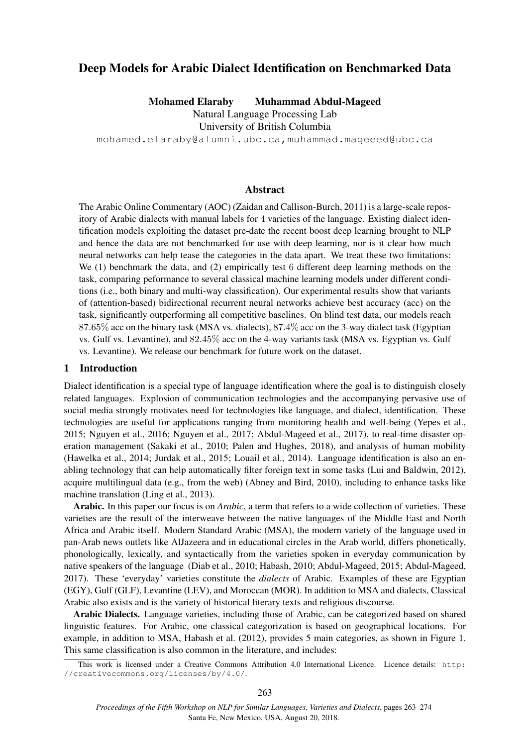# Deep Models for Arabic Dialect Identification on Benchmarked Data

**Mohamed Elaraby** **Muhammad Abdul-Mageed**
Natural Language Processing Lab
University of British Columbia
mohamed.elaraby@alumni.ubc.ca, muhammad.mageeed@ubc.ca

## Abstract

The Arabic Online Commentary (AOC) (Zaidan and Callison-Burch, 2011) is a large-scale repository of Arabic dialects with manual labels for 4 varieties of the language. Existing dialect identification models exploiting the dataset pre-date the recent boost deep learning brought to NLP and hence the data are not benchmarked for use with deep learning, nor is it clear how much neural networks can help tease the categories in the data apart. We treat these two limitations: We (1) benchmark the data, and (2) empirically test 6 different deep learning methods on the task, comparing peformance to several classical machine learning models under different conditions (i.e., both binary and multi-way classification). Our experimental results show that variants of (attention-based) bidirectional recurrent neural networks achieve best accuracy (acc) on the task, significantly outperforming all competitive baselines. On blind test data, our models reach 87.65% acc on the binary task (MSA vs. dialects), 87.4% acc on the 3-way dialect task (Egyptian vs. Gulf vs. Levantine), and 82.45% acc on the 4-way variants task (MSA vs. Egyptian vs. Gulf vs. Levantine). We release our benchmark for future work on the dataset.

## 1 Introduction

Dialect identification is a special type of language identification where the goal is to distinguish closely related languages. Explosion of communication technologies and the accompanying pervasive use of social media strongly motivates need for technologies like language, and dialect, identification. These technologies are useful for applications ranging from monitoring health and well-being (Yepes et al., 2015; Nguyen et al., 2016; Nguyen et al., 2017; Abdul-Mageed et al., 2017), to real-time disaster operation management (Sakaki et al., 2010; Palen and Hughes, 2018), and analysis of human mobility (Hawelka et al., 2014; Jurdak et al., 2015; Louail et al., 2014). Language identification is also an enabling technology that can help automatically filter foreign text in some tasks (Lui and Baldwin, 2012), acquire multilingual data (e.g., from the web) (Abney and Bird, 2010), including to enhance tasks like machine translation (Ling et al., 2013).

**Arabic.** In this paper our focus is on *Arabic*, a term that refers to a wide collection of varieties. These varieties are the result of the interweave between the native languages of the Middle East and North Africa and Arabic itself. Modern Standard Arabic (MSA), the modern variety of the language used in pan-Arab news outlets like AlJazeera and in educational circles in the Arab world, differs phonetically, phonologically, lexically, and syntactically from the varieties spoken in everyday communication by native speakers of the language (Diab et al., 2010; Habash, 2010; Abdul-Mageed, 2015; Abdul-Mageed, 2017). These 'everyday' varieties constitute the *dialects* of Arabic. Examples of these are Egyptian (EGY), Gulf (GLF), Levantine (LEV), and Moroccan (MOR). In addition to MSA and dialects, Classical Arabic also exists and is the variety of historical literary texts and religious discourse.

**Arabic Dialects.** Language varieties, including those of Arabic, can be categorized based on shared linguistic features. For Arabic, one classical categorization is based on geographical locations. For example, in addition to MSA, Habash et al. (2012), provides 5 main categories, as shown in Figure 1. This same classification is also common in the literature, and includes:

This work is licensed under a Creative Commons Attribution 4.0 International Licence. Licence details: http://creativecommons.org/licenses/by/4.0/.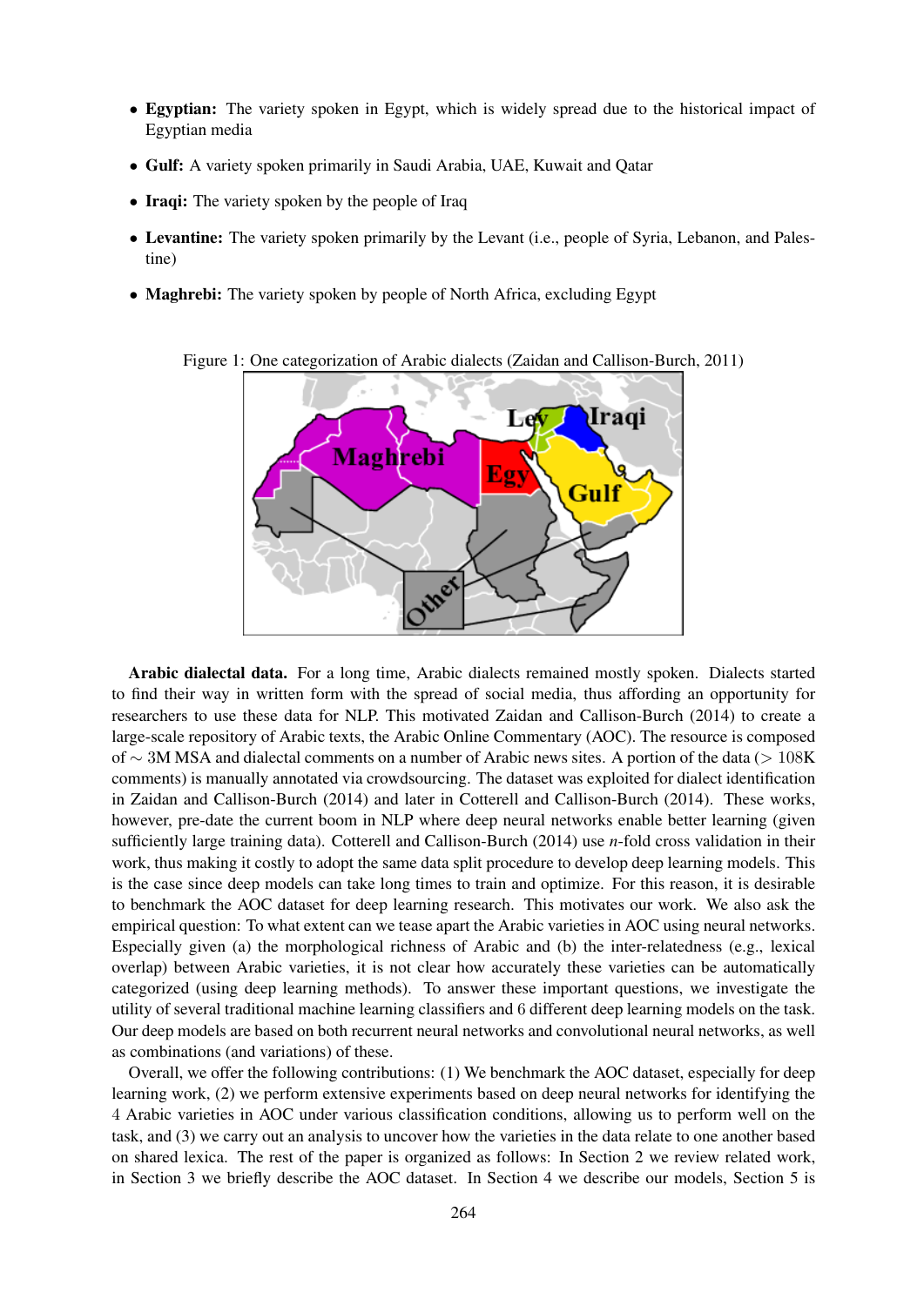- **Egyptian:** The variety spoken in Egypt, which is widely spread due to the historical impact of Egyptian media
- **Gulf:** A variety spoken primarily in Saudi Arabia, UAE, Kuwait and Qatar
- **Iraqi:** The variety spoken by the people of Iraq
- **Levantine:** The variety spoken primarily by the Levant (i.e., people of Syria, Lebanon, and Palestine)
- **Maghrebi:** The variety spoken by people of North Africa, excluding Egypt

Figure 1: One categorization of Arabic dialects (Zaidan and Callison-Burch, 2011)

**Arabic dialectal data.** For a long time, Arabic dialects remained mostly spoken. Dialects started to find their way in written form with the spread of social media, thus affording an opportunity for researchers to use these data for NLP. This motivated Zaidan and Callison-Burch (2014) to create a large-scale repository of Arabic texts, the Arabic Online Commentary (AOC). The resource is composed of $\sim$ 3M MSA and dialectal comments on a number of Arabic news sites. A portion of the data ($>$ 108K comments) is manually annotated via crowdsourcing. The dataset was exploited for dialect identification in Zaidan and Callison-Burch (2014) and later in Cotterell and Callison-Burch (2014). These works, however, pre-date the current boom in NLP where deep neural networks enable better learning (given sufficiently large training data). Cotterell and Callison-Burch (2014) use $n$-fold cross validation in their work, thus making it costly to adopt the same data split procedure to develop deep learning models. This is the case since deep models can take long times to train and optimize. For this reason, it is desirable to benchmark the AOC dataset for deep learning research. This motivates our work. We also ask the empirical question: To what extent can we tease apart the Arabic varieties in AOC using neural networks. Especially given (a) the morphological richness of Arabic and (b) the inter-relatedness (e.g., lexical overlap) between Arabic varieties, it is not clear how accurately these varieties can be automatically categorized (using deep learning methods). To answer these important questions, we investigate the utility of several traditional machine learning classifiers and 6 different deep learning models on the task. Our deep models are based on both recurrent neural networks and convolutional neural networks, as well as combinations (and variations) of these.

Overall, we offer the following contributions: (1) We benchmark the AOC dataset, especially for deep learning work, (2) we perform extensive experiments based on deep neural networks for identifying the 4 Arabic varieties in AOC under various classification conditions, allowing us to perform well on the task, and (3) we carry out an analysis to uncover how the varieties in the data relate to one another based on shared lexica. The rest of the paper is organized as follows: In Section 2 we review related work, in Section 3 we briefly describe the AOC dataset. In Section 4 we describe our models, Section 5 is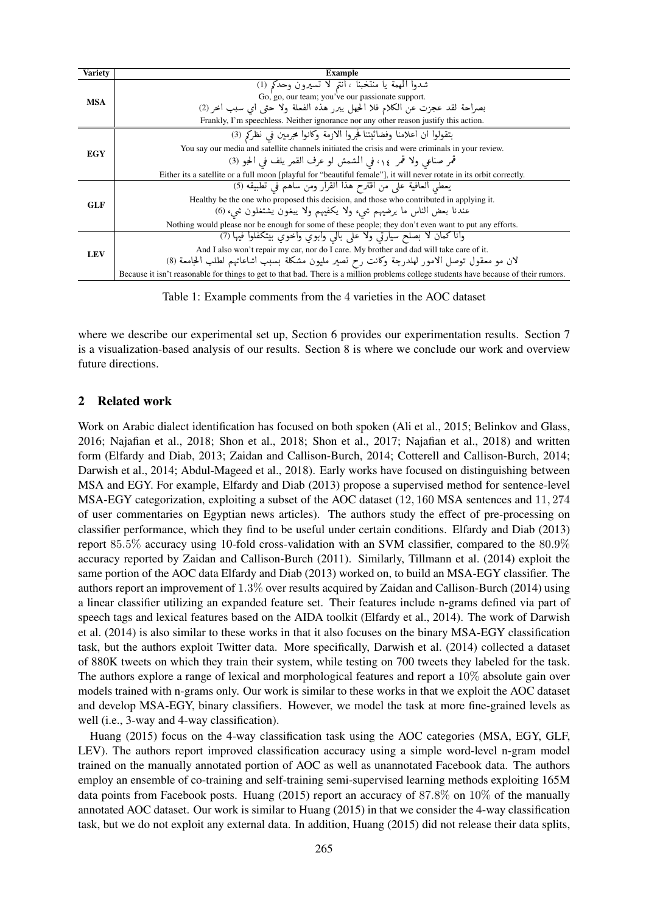| Variety | Example |
|---|---|
| MSA | شدوا الهمة يا منتخبنا ، انتم لا تسيرون وحدكم (1) |
| | Go, go, our team; you've our passionate support. |
| | بصراحة لقد عجزت عن الكلام فلا الجهل يبرر هذه الفعلة ولا حتى اي سبب اخر (2) |
| | Frankly, I'm speechless. Neither ignorance nor any other reason justify this action. |
| EGY | بتقولوا ان اعلامنا وفضائيتنا فجروا الازمة وكانوا مجرمين في نظركم (3) |
| | You say our media and satellite channels initiated the crisis and were criminals in your review. |
| | قمر صناعي ولا قمر ١٤، في المشمش لو عرف القمر يلف في الجو (3) |
| | Either its a satellite or a full moon [playful for "beautiful female"], it will never rotate in its orbit correctly. |
| GLF | يعطي العافية على من اقترح هذا القرار ومن ساهم في تطبيقه (5) |
| | Healthy be the one who proposed this decision, and those who contributed in applying it. |
| | عندنا بعض الناس ما يرضيهم شيء ولا يكفيهم ولا يبغون يشتغلون شيء (6) |
| | Nothing would please nor be enough for some of these people; they don't even want to put any efforts. |
| LEV | وانا كمان لا بصلح سيارتي ولا على بالي وابوي واخوي بيتكفلوا فيها (7) |
| | And I also won't repair my car, nor do I care. My brother and dad will take care of it. |
| | لان مو معقول توصل الامور لهلدرجة وكانت رح تصير مليون مشكلة بسبب اشاعاتهم لطلاب الجامعة (8) |
| | Because it isn't reasonable for things to get to that bad. There is a million problems college students have because of their rumors. |

Table 1: Example comments from the 4 varieties in the AOC dataset

where we describe our experimental set up, Section 6 provides our experimentation results. Section 7 is a visualization-based analysis of our results. Section 8 is where we conclude our work and overview future directions.

## 2 Related work

Work on Arabic dialect identification has focused on both spoken (Ali et al., 2015; Belinkov and Glass, 2016; Najafian et al., 2018; Shon et al., 2018; Shon et al., 2017; Najafian et al., 2018) and written form (Elfardy and Diab, 2013; Zaidan and Callison-Burch, 2014; Cotterell and Callison-Burch, 2014; Darwish et al., 2014; Abdul-Mageed et al., 2018). Early works have focused on distinguishing between MSA and EGY. For example, Elfardy and Diab (2013) propose a supervised method for sentence-level MSA-EGY categorization, exploiting a subset of the AOC dataset (12,160 MSA sentences and 11,274 of user commentaries on Egyptian news articles). The authors study the effect of pre-processing on classifier performance, which they find to be useful under certain conditions. Elfardy and Diab (2013) report 85.5% accuracy using 10-fold cross-validation with an SVM classifier, compared to the 80.9% accuracy reported by Zaidan and Callison-Burch (2011). Similarly, Tillmann et al. (2014) exploit the same portion of the AOC data Elfardy and Diab (2013) worked on, to build an MSA-EGY classifier. The authors report an improvement of 1.3% over results acquired by Zaidan and Callison-Burch (2014) using a linear classifier utilizing an expanded feature set. Their features include n-grams defined via part of speech tags and lexical features based on the AIDA toolkit (Elfardy et al., 2014). The work of Darwish et al. (2014) is also similar to these works in that it also focuses on the binary MSA-EGY classification task, but the authors exploit Twitter data. More specifically, Darwish et al. (2014) collected a dataset of 880K tweets on which they train their system, while testing on 700 tweets they labeled for the task. The authors explore a range of lexical and morphological features and report a 10% absolute gain over models trained with n-grams only. Our work is similar to these works in that we exploit the AOC dataset and develop MSA-EGY, binary classifiers. However, we model the task at more fine-grained levels as well (i.e., 3-way and 4-way classification).

Huang (2015) focus on the 4-way classification task using the AOC categories (MSA, EGY, GLF, LEV). The authors report improved classification accuracy using a simple word-level n-gram model trained on the manually annotated portion of AOC as well as unannotated Facebook data. The authors employ an ensemble of co-training and self-training semi-supervised learning methods exploiting 165M data points from Facebook posts. Huang (2015) report an accuracy of 87.8% on 10% of the manually annotated AOC dataset. Our work is similar to Huang (2015) in that we consider the 4-way classification task, but we do not exploit any external data. In addition, Huang (2015) did not release their data splits,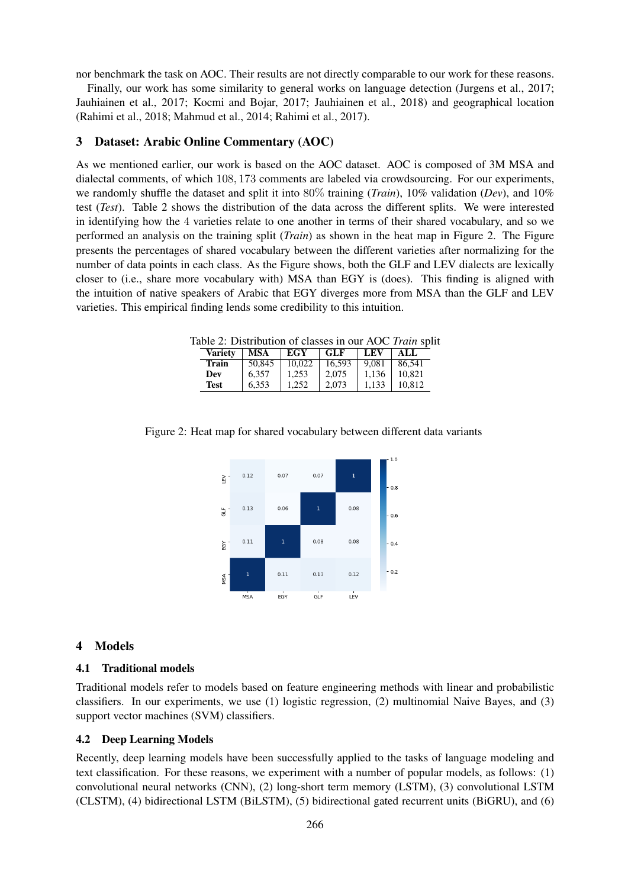nor benchmark the task on AOC. Their results are not directly comparable to our work for these reasons.

Finally, our work has some similarity to general works on language detection (Jurgens et al., 2017; Jauhiainen et al., 2017; Kocmi and Bojar, 2017; Jauhiainen et al., 2018) and geographical location (Rahimi et al., 2018; Mahmud et al., 2014; Rahimi et al., 2017).

## 3 Dataset: Arabic Online Commentary (AOC)

As we mentioned earlier, our work is based on the AOC dataset. AOC is composed of 3M MSA and dialectal comments, of which $108,173$ comments are labeled via crowdsourcing. For our experiments, we randomly shuffle the dataset and split it into $80\%$ training (*Train*), 10% validation (*Dev*), and 10% test (*Test*). Table 2 shows the distribution of the data across the different splits. We were interested in identifying how the 4 varieties relate to one another in terms of their shared vocabulary, and so we performed an analysis on the training split (*Train*) as shown in the heat map in Figure 2. The Figure presents the percentages of shared vocabulary between the different varieties after normalizing for the number of data points in each class. As the Figure shows, both the GLF and LEV dialects are lexically closer to (i.e., share more vocabulary with) MSA than EGY is (does). This finding is aligned with the intuition of native speakers of Arabic that EGY diverges more from MSA than the GLF and LEV varieties. This empirical finding lends some credibility to this intuition.

Table 2: Distribution of classes in our AOC *Train* split

| Variety | MSA | EGY | GLF | LEV | ALL |
|---|---|---|---|---|---|
| **Train** | 50,845 | 10,022 | 16,593 | 9,081 | 86,541 |
| **Dev** | 6,357 | 1,253 | 2,075 | 1,136 | 10,821 |
| **Test** | 6,353 | 1,252 | 2,073 | 1,133 | 10,812 |

Figure 2: Heat map for shared vocabulary between different data variants

| | MSA | EGY | GLF | LEV |
|---|---|---|---|---|
| LEV | 0.12 | 0.07 | 0.07 | 1 |
| GLF | 0.13 | 0.06 | 1 | 0.08 |
| EGY | 0.11 | 1 | 0.08 | 0.08 |
| MSA | 1 | 0.11 | 0.13 | 0.12 |

## 4 Models

### 4.1 Traditional models

Traditional models refer to models based on feature engineering methods with linear and probabilistic classifiers. In our experiments, we use (1) logistic regression, (2) multinomial Naive Bayes, and (3) support vector machines (SVM) classifiers.

### 4.2 Deep Learning Models

Recently, deep learning models have been successfully applied to the tasks of language modeling and text classification. For these reasons, we experiment with a number of popular models, as follows: (1) convolutional neural networks (CNN), (2) long-short term memory (LSTM), (3) convolutional LSTM (CLSTM), (4) bidirectional LSTM (BiLSTM), (5) bidirectional gated recurrent units (BiGRU), and (6)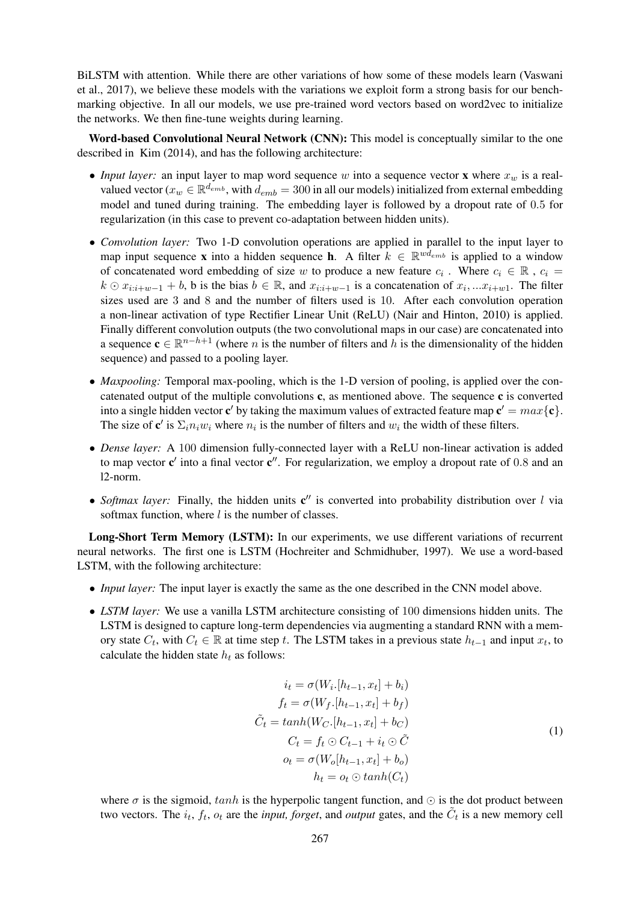BiLSTM with attention. While there are other variations of how some of these models learn (Vaswani et al., 2017), we believe these models with the variations we exploit form a strong basis for our benchmarking objective. In all our models, we use pre-trained word vectors based on word2vec to initialize the networks. We then fine-tune weights during learning.

**Word-based Convolutional Neural Network (CNN):** This model is conceptually similar to the one described in Kim (2014), and has the following architecture:

- *Input layer:* an input layer to map word sequence $w$ into a sequence vector $\mathbf{x}$ where $x_w$ is a real-valued vector ($x_w \in \mathbb{R}^{d_{emb}}$, with $d_{emb} = 300$ in all our models) initialized from external embedding model and tuned during training. The embedding layer is followed by a dropout rate of $0.5$ for regularization (in this case to prevent co-adaptation between hidden units).
- *Convolution layer:* Two 1-D convolution operations are applied in parallel to the input layer to map input sequence $\mathbf{x}$ into a hidden sequence $\mathbf{h}$. A filter $k \in \mathbb{R}^{wd_{emb}}$ is applied to a window of concatenated word embedding of size $w$ to produce a new feature $c_i$ . Where $c_i \in \mathbb{R}$ , $c_i = k \odot x_{i:i+w-1} + b$, b is the bias $b \in \mathbb{R}$, and $x_{i:i+w-1}$ is a concatenation of $x_i, ...x_{i+w1}$. The filter sizes used are $3$ and $8$ and the number of filters used is $10$. After each convolution operation a non-linear activation of type Rectifier Linear Unit (ReLU) (Nair and Hinton, 2010) is applied. Finally different convolution outputs (the two convolutional maps in our case) are concatenated into a sequence $\mathbf{c} \in \mathbb{R}^{n-h+1}$ (where $n$ is the number of filters and $h$ is the dimensionality of the hidden sequence) and passed to a pooling layer.
- *Maxpooling:* Temporal max-pooling, which is the 1-D version of pooling, is applied over the concatenated output of the multiple convolutions $\mathbf{c}$, as mentioned above. The sequence $\mathbf{c}$ is converted into a single hidden vector $\mathbf{c}'$ by taking the maximum values of extracted feature map $\mathbf{c}' = max\{\mathbf{c}\}$. The size of $\mathbf{c}'$ is $\Sigma_i n_i w_i$ where $n_i$ is the number of filters and $w_i$ the width of these filters.
- *Dense layer:* A $100$ dimension fully-connected layer with a ReLU non-linear activation is added to map vector $\mathbf{c}'$ into a final vector $\mathbf{c}''$. For regularization, we employ a dropout rate of $0.8$ and an l2-norm.
- *Softmax layer:* Finally, the hidden units $\mathbf{c}''$ is converted into probability distribution over $l$ via softmax function, where $l$ is the number of classes.

**Long-Short Term Memory (LSTM):** In our experiments, we use different variations of recurrent neural networks. The first one is LSTM (Hochreiter and Schmidhuber, 1997). We use a word-based LSTM, with the following architecture:

- *Input layer:* The input layer is exactly the same as the one described in the CNN model above.
- *LSTM layer:* We use a vanilla LSTM architecture consisting of $100$ dimensions hidden units. The LSTM is designed to capture long-term dependencies via augmenting a standard RNN with a memory state $C_t$, with $C_t \in \mathbb{R}$ at time step $t$. The LSTM takes in a previous state $h_{t-1}$ and input $x_t$, to calculate the hidden state $h_t$ as follows:

$$
\begin{aligned}
i_t &= \sigma(W_i.[h_{t-1}, x_t] + b_i) \\
f_t &= \sigma(W_f.[h_{t-1}, x_t] + b_f) \\
\tilde{C}_t &= tanh(W_C.[h_{t-1}, x_t] + b_C) \\
C_t &= f_t \odot C_{t-1} + i_t \odot \tilde{C} \\
o_t &= \sigma(W_o[h_{t-1}, x_t] + b_o) \\
h_t &= o_t \odot tanh(C_t)
\end{aligned}
\tag{1}
$$

  where $\sigma$ is the sigmoid, $tanh$ is the hyperpolic tangent function, and $\odot$ is the dot product between two vectors. The $i_t$, $f_t$, $o_t$ are the *input, forget*, and *output* gates, and the $\tilde{C}_t$ is a new memory cell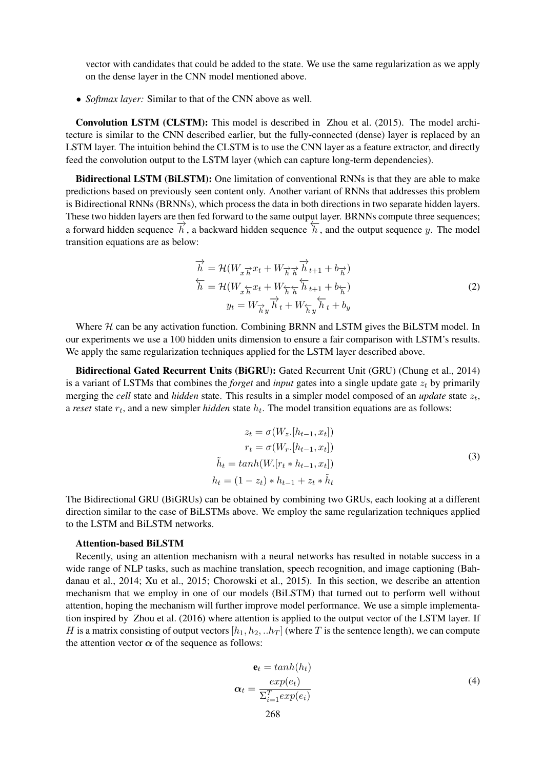vector with candidates that could be added to the state. We use the same regularization as we apply on the dense layer in the CNN model mentioned above.

- *Softmax layer:* Similar to that of the CNN above as well.

**Convolution LSTM (CLSTM):** This model is described in Zhou et al. (2015). The model architecture is similar to the CNN described earlier, but the fully-connected (dense) layer is replaced by an LSTM layer. The intuition behind the CLSTM is to use the CNN layer as a feature extractor, and directly feed the convolution output to the LSTM layer (which can capture long-term dependencies).

**Bidirectional LSTM (BiLSTM):** One limitation of conventional RNNs is that they are able to make predictions based on previously seen content only. Another variant of RNNs that addresses this problem is Bidirectional RNNs (BRNNs), which process the data in both directions in two separate hidden layers. These two hidden layers are then fed forward to the same output layer. BRNNs compute three sequences; a forward hidden sequence $\overrightarrow{h}$, a backward hidden sequence $\overleftarrow{h}$, and the output sequence $y$. The model transition equations are as below:

$$
\begin{aligned}
\overrightarrow{h} &= \mathcal{H}(W_{x\overrightarrow{h}} x_t + W_{\overrightarrow{h}\overrightarrow{h}} \overrightarrow{h}_{t+1} + b_{\overrightarrow{h}}) \\
\overleftarrow{h} &= \mathcal{H}(W_{x\overleftarrow{h}} x_t + W_{\overleftarrow{h}\overleftarrow{h}} \overleftarrow{h}_{t+1} + b_{\overleftarrow{h}}) \\
y_t &= W_{\overrightarrow{h}y} \overrightarrow{h}_t + W_{\overleftarrow{h}y} \overleftarrow{h}_t + b_y
\end{aligned} \tag{2}
$$

Where $\mathcal{H}$ can be any activation function. Combining BRNN and LSTM gives the BiLSTM model. In our experiments we use a 100 hidden units dimension to ensure a fair comparison with LSTM's results. We apply the same regularization techniques applied for the LSTM layer described above.

**Bidirectional Gated Recurrent Units (BiGRU):** Gated Recurrent Unit (GRU) (Chung et al., 2014) is a variant of LSTMs that combines the *forget* and *input* gates into a single update gate $z_t$ by primarily merging the *cell* state and *hidden* state. This results in a simpler model composed of an *update* state $z_t$, a *reset* state $r_t$, and a new simpler *hidden* state $h_t$. The model transition equations are as follows:

$$
\begin{aligned}
z_t &= \sigma(W_z.[h_{t-1}, x_t]) \\
r_t &= \sigma(W_r.[h_{t-1}, x_t]) \\
\tilde{h}_t &= tanh(W.[r_t * h_{t-1}, x_t]) \\
h_t &= (1 - z_t) * h_{t-1} + z_t * \tilde{h}_t
\end{aligned} \tag{3}
$$

The Bidirectional GRU (BiGRUs) can be obtained by combining two GRUs, each looking at a different direction similar to the case of BiLSTMs above. We employ the same regularization techniques applied to the LSTM and BiLSTM networks.

**Attention-based BiLSTM**

Recently, using an attention mechanism with a neural networks has resulted in notable success in a wide range of NLP tasks, such as machine translation, speech recognition, and image captioning (Bahdanau et al., 2014; Xu et al., 2015; Chorowski et al., 2015). In this section, we describe an attention mechanism that we employ in one of our models (BiLSTM) that turned out to perform well without attention, hoping the mechanism will further improve model performance. We use a simple implementation inspired by Zhou et al. (2016) where attention is applied to the output vector of the LSTM layer. If $H$ is a matrix consisting of output vectors $[h_1, h_2, ..h_T]$ (where $T$ is the sentence length), we can compute the attention vector $\boldsymbol{\alpha}$ of the sequence as follows:

$$
\begin{aligned}
\mathbf{e}_t &= tanh(h_t) \\
\boldsymbol{\alpha}_t &= \frac{exp(e_t)}{\Sigma_{i=1}^{T} exp(e_i)}
\end{aligned} \tag{4}
$$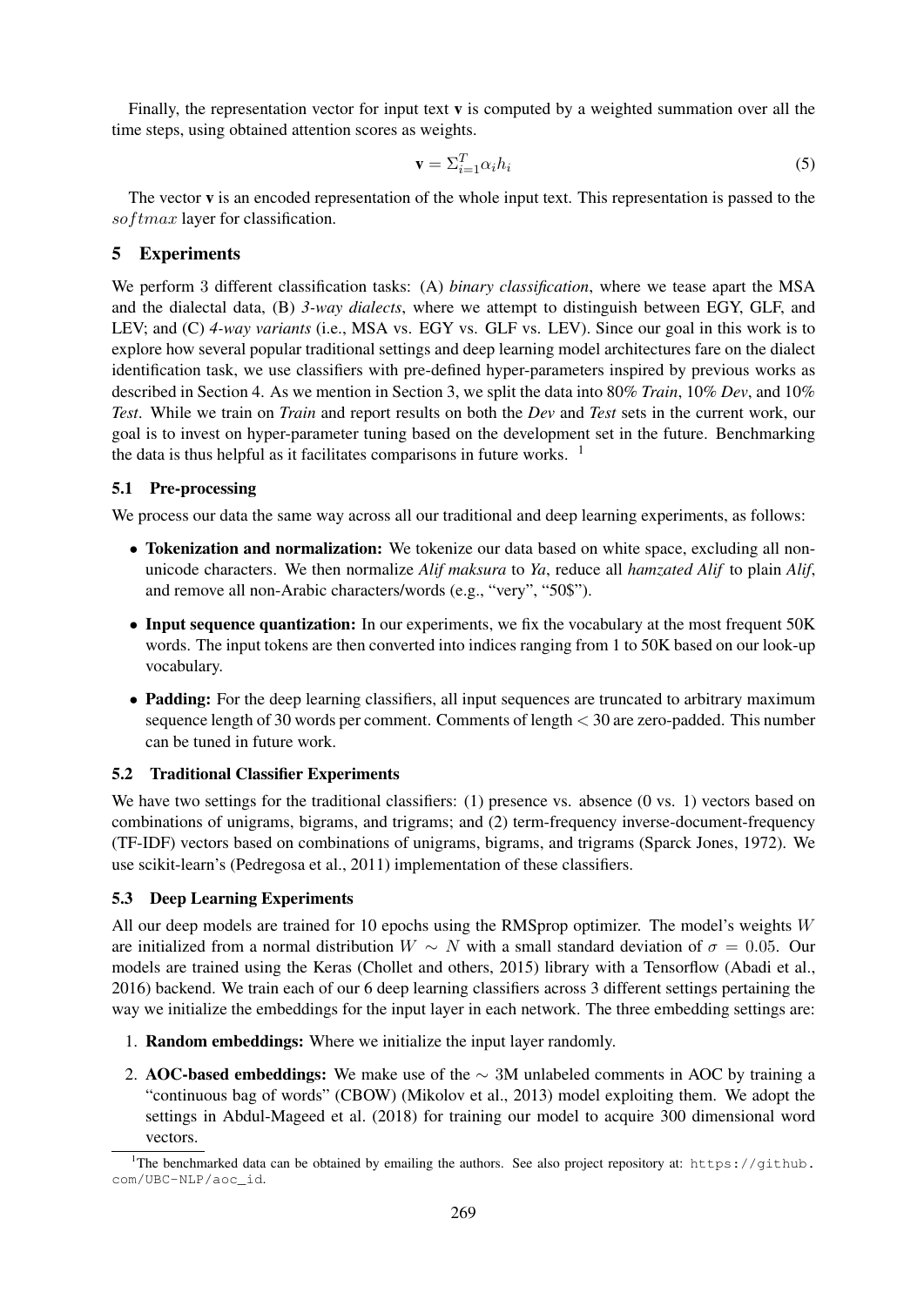Finally, the representation vector for input text **v** is computed by a weighted summation over all the time steps, using obtained attention scores as weights.

$$\mathbf{v} = \Sigma_{i=1}^{T} \alpha_i h_i \quad (5)$$

The vector **v** is an encoded representation of the whole input text. This representation is passed to the $softmax$ layer for classification.

## 5 Experiments

We perform 3 different classification tasks: (A) *binary classification*, where we tease apart the MSA and the dialectal data, (B) *3-way dialects*, where we attempt to distinguish between EGY, GLF, and LEV; and (C) *4-way variants* (i.e., MSA vs. EGY vs. GLF vs. LEV). Since our goal in this work is to explore how several popular traditional settings and deep learning model architectures fare on the dialect identification task, we use classifiers with pre-defined hyper-parameters inspired by previous works as described in Section 4. As we mention in Section 3, we split the data into 80% *Train*, 10% *Dev*, and 10% *Test*. While we train on *Train* and report results on both the *Dev* and *Test* sets in the current work, our goal is to invest on hyper-parameter tuning based on the development set in the future. Benchmarking the data is thus helpful as it facilitates comparisons in future works. [1]

### 5.1 Pre-processing

We process our data the same way across all our traditional and deep learning experiments, as follows:

- **Tokenization and normalization:** We tokenize our data based on white space, excluding all non-unicode characters. We then normalize *Alif maksura* to *Ya*, reduce all *hamzated Alif* to plain *Alif*, and remove all non-Arabic characters/words (e.g., "very", "50$").
- **Input sequence quantization:** In our experiments, we fix the vocabulary at the most frequent 50K words. The input tokens are then converted into indices ranging from 1 to 50K based on our look-up vocabulary.
- **Padding:** For the deep learning classifiers, all input sequences are truncated to arbitrary maximum sequence length of 30 words per comment. Comments of length $< 30$ are zero-padded. This number can be tuned in future work.

### 5.2 Traditional Classifier Experiments

We have two settings for the traditional classifiers: (1) presence vs. absence (0 vs. 1) vectors based on combinations of unigrams, bigrams, and trigrams; and (2) term-frequency inverse-document-frequency (TF-IDF) vectors based on combinations of unigrams, bigrams, and trigrams (Sparck Jones, 1972). We use scikit-learn's (Pedregosa et al., 2011) implementation of these classifiers.

### 5.3 Deep Learning Experiments

All our deep models are trained for 10 epochs using the RMSprop optimizer. The model's weights $W$ are initialized from a normal distribution $W \sim N$ with a small standard deviation of $\sigma = 0.05$. Our models are trained using the Keras (Chollet and others, 2015) library with a Tensorflow (Abadi et al., 2016) backend. We train each of our 6 deep learning classifiers across 3 different settings pertaining the way we initialize the embeddings for the input layer in each network. The three embedding settings are:

1. **Random embeddings:** Where we initialize the input layer randomly.
2. **AOC-based embeddings:** We make use of the $\sim$ 3M unlabeled comments in AOC by training a "continuous bag of words" (CBOW) (Mikolov et al., 2013) model exploiting them. We adopt the settings in Abdul-Mageed et al. (2018) for training our model to acquire 300 dimensional word vectors.

[1]The benchmarked data can be obtained by emailing the authors. See also project repository at: https://github.com/UBC-NLP/aoc_id.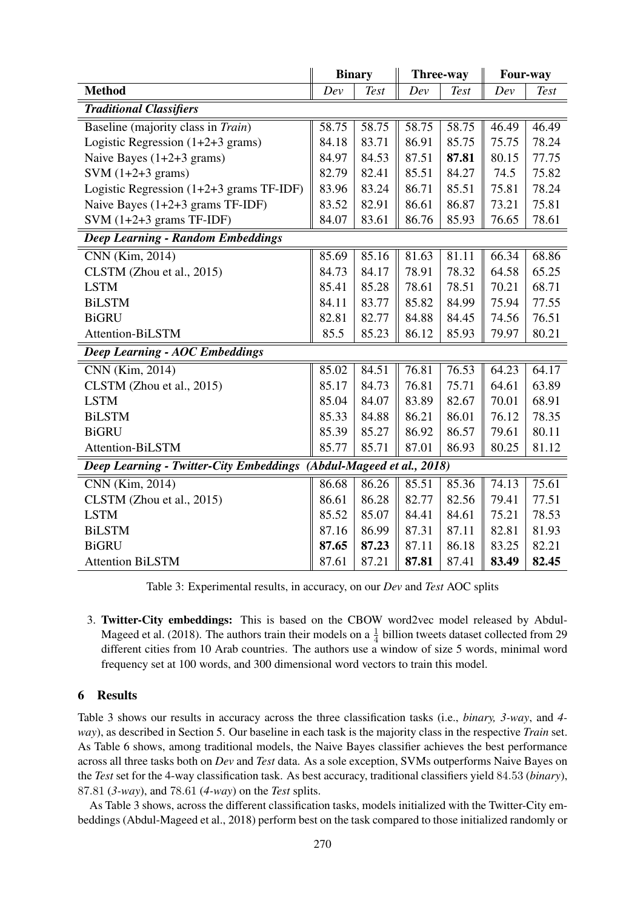| | Binary | | Three-way | | Four-way | |
|---|---|---|---|---|---|---|
| **Method** | *Dev* | *Test* | *Dev* | *Test* | *Dev* | *Test* |
| ***Traditional Classifiers*** | | | | | | |
| Baseline (majority class in *Train*) | 58.75 | 58.75 | 58.75 | 58.75 | 46.49 | 46.49 |
| Logistic Regression (1+2+3 grams) | 84.18 | 83.71 | 86.91 | 85.75 | 75.75 | 78.24 |
| Naive Bayes (1+2+3 grams) | 84.97 | 84.53 | 87.51 | **87.81** | 80.15 | 77.75 |
| SVM (1+2+3 grams) | 82.79 | 82.41 | 85.51 | 84.27 | 74.5 | 75.82 |
| Logistic Regression (1+2+3 grams TF-IDF) | 83.96 | 83.24 | 86.71 | 85.51 | 75.81 | 78.24 |
| Naive Bayes (1+2+3 grams TF-IDF) | 83.52 | 82.91 | 86.61 | 86.87 | 73.21 | 75.81 |
| SVM (1+2+3 grams TF-IDF) | 84.07 | 83.61 | 86.76 | 85.93 | 76.65 | 78.61 |
| ***Deep Learning - Random Embeddings*** | | | | | | |
| CNN (Kim, 2014) | 85.69 | 85.16 | 81.63 | 81.11 | 66.34 | 68.86 |
| CLSTM (Zhou et al., 2015) | 84.73 | 84.17 | 78.91 | 78.32 | 64.58 | 65.25 |
| LSTM | 85.41 | 85.28 | 78.61 | 78.51 | 70.21 | 68.71 |
| BiLSTM | 84.11 | 83.77 | 85.82 | 84.99 | 75.94 | 77.55 |
| BiGRU | 82.81 | 82.77 | 84.88 | 84.45 | 74.56 | 76.51 |
| Attention-BiLSTM | 85.5 | 85.23 | 86.12 | 85.93 | 79.97 | 80.21 |
| ***Deep Learning - AOC Embeddings*** | | | | | | |
| CNN (Kim, 2014) | 85.02 | 84.51 | 76.81 | 76.53 | 64.23 | 64.17 |
| CLSTM (Zhou et al., 2015) | 85.17 | 84.73 | 76.81 | 75.71 | 64.61 | 63.89 |
| LSTM | 85.04 | 84.07 | 83.89 | 82.67 | 70.01 | 68.91 |
| BiLSTM | 85.33 | 84.88 | 86.21 | 86.01 | 76.12 | 78.35 |
| BiGRU | 85.39 | 85.27 | 86.92 | 86.57 | 79.61 | 80.11 |
| Attention-BiLSTM | 85.77 | 85.71 | 87.01 | 86.93 | 80.25 | 81.12 |
| ***Deep Learning - Twitter-City Embeddings (Abdul-Mageed et al., 2018)*** | | | | | | |
| CNN (Kim, 2014) | 86.68 | 86.26 | 85.51 | 85.36 | 74.13 | 75.61 |
| CLSTM (Zhou et al., 2015) | 86.61 | 86.28 | 82.77 | 82.56 | 79.41 | 77.51 |
| LSTM | 85.52 | 85.07 | 84.41 | 84.61 | 75.21 | 78.53 |
| BiLSTM | 87.16 | 86.99 | 87.31 | 87.11 | 82.81 | 81.93 |
| BiGRU | **87.65** | **87.23** | 87.11 | 86.18 | 83.25 | 82.21 |
| Attention BiLSTM | 87.61 | 87.21 | **87.81** | 87.41 | **83.49** | **82.45** |

Table 3: Experimental results, in accuracy, on our *Dev* and *Test* AOC splits

3. **Twitter-City embeddings:** This is based on the CBOW word2vec model released by Abdul-Mageed et al. (2018). The authors train their models on a $\frac{1}{4}$ billion tweets dataset collected from 29 different cities from 10 Arab countries. The authors use a window of size 5 words, minimal word frequency set at 100 words, and 300 dimensional word vectors to train this model.

## 6 Results

Table 3 shows our results in accuracy across the three classification tasks (i.e., *binary, 3-way*, and *4-way*), as described in Section 5. Our baseline in each task is the majority class in the respective *Train* set. As Table 6 shows, among traditional models, the Naive Bayes classifier achieves the best performance across all three tasks both on *Dev* and *Test* data. As a sole exception, SVMs outperforms Naive Bayes on the *Test* set for the 4-way classification task. As best accuracy, traditional classifiers yield 84.53 (*binary*), 87.81 (*3-way*), and 78.61 (*4-way*) on the *Test* splits.

As Table 3 shows, across the different classification tasks, models initialized with the Twitter-City embeddings (Abdul-Mageed et al., 2018) perform best on the task compared to those initialized randomly or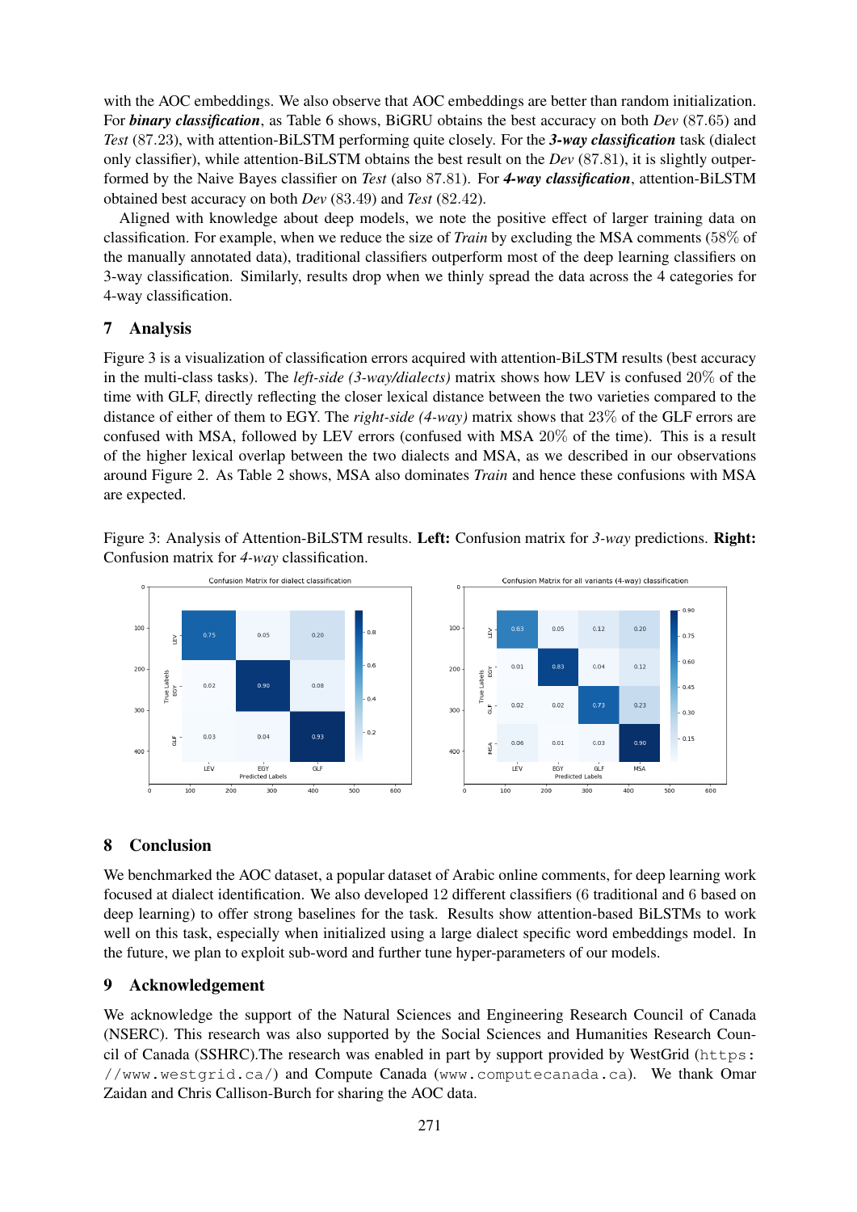with the AOC embeddings. We also observe that AOC embeddings are better than random initialization. For ***binary classification***, as Table 6 shows, BiGRU obtains the best accuracy on both *Dev* (87.65) and *Test* (87.23), with attention-BiLSTM performing quite closely. For the ***3-way classification*** task (dialect only classifier), while attention-BiLSTM obtains the best result on the *Dev* (87.81), it is slightly outperformed by the Naive Bayes classifier on *Test* (also 87.81). For ***4-way classification***, attention-BiLSTM obtained best accuracy on both *Dev* (83.49) and *Test* (82.42).

Aligned with knowledge about deep models, we note the positive effect of larger training data on classification. For example, when we reduce the size of *Train* by excluding the MSA comments (58% of the manually annotated data), traditional classifiers outperform most of the deep learning classifiers on 3-way classification. Similarly, results drop when we thinly spread the data across the 4 categories for 4-way classification.

## 7 Analysis

Figure 3 is a visualization of classification errors acquired with attention-BiLSTM results (best accuracy in the multi-class tasks). The *left-side (3-way/dialects)* matrix shows how LEV is confused 20% of the time with GLF, directly reflecting the closer lexical distance between the two varieties compared to the distance of either of them to EGY. The *right-side (4-way)* matrix shows that 23% of the GLF errors are confused with MSA, followed by LEV errors (confused with MSA 20% of the time). This is a result of the higher lexical overlap between the two dialects and MSA, as we described in our observations around Figure 2. As Table 2 shows, MSA also dominates *Train* and hence these confusions with MSA are expected.

Figure 3: Analysis of Attention-BiLSTM results. **Left:** Confusion matrix for *3-way* predictions. **Right:** Confusion matrix for *4-way* classification.

## 8 Conclusion

We benchmarked the AOC dataset, a popular dataset of Arabic online comments, for deep learning work focused at dialect identification. We also developed 12 different classifiers (6 traditional and 6 based on deep learning) to offer strong baselines for the task. Results show attention-based BiLSTMs to work well on this task, especially when initialized using a large dialect specific word embeddings model. In the future, we plan to exploit sub-word and further tune hyper-parameters of our models.

## 9 Acknowledgement

We acknowledge the support of the Natural Sciences and Engineering Research Council of Canada (NSERC). This research was also supported by the Social Sciences and Humanities Research Council of Canada (SSHRC).The research was enabled in part by support provided by WestGrid (https://www.westgrid.ca/) and Compute Canada (www.computecanada.ca). We thank Omar Zaidan and Chris Callison-Burch for sharing the AOC data.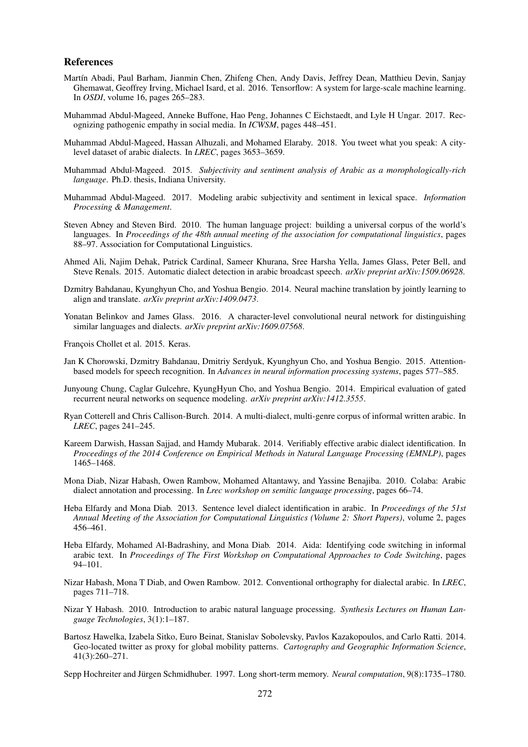### References

Martín Abadi, Paul Barham, Jianmin Chen, Zhifeng Chen, Andy Davis, Jeffrey Dean, Matthieu Devin, Sanjay Ghemawat, Geoffrey Irving, Michael Isard, et al. 2016. Tensorflow: A system for large-scale machine learning. In *OSDI*, volume 16, pages 265–283.

Muhammad Abdul-Mageed, Anneke Buffone, Hao Peng, Johannes C Eichstaedt, and Lyle H Ungar. 2017. Recognizing pathogenic empathy in social media. In *ICWSM*, pages 448–451.

Muhammad Abdul-Mageed, Hassan Alhuzali, and Mohamed Elaraby. 2018. You tweet what you speak: A city-level dataset of arabic dialects. In *LREC*, pages 3653–3659.

Muhammad Abdul-Mageed. 2015. *Subjectivity and sentiment analysis of Arabic as a morophologically-rich language*. Ph.D. thesis, Indiana University.

Muhammad Abdul-Mageed. 2017. Modeling arabic subjectivity and sentiment in lexical space. *Information Processing & Management*.

Steven Abney and Steven Bird. 2010. The human language project: building a universal corpus of the world's languages. In *Proceedings of the 48th annual meeting of the association for computational linguistics*, pages 88–97. Association for Computational Linguistics.

Ahmed Ali, Najim Dehak, Patrick Cardinal, Sameer Khurana, Sree Harsha Yella, James Glass, Peter Bell, and Steve Renals. 2015. Automatic dialect detection in arabic broadcast speech. *arXiv preprint arXiv:1509.06928*.

Dzmitry Bahdanau, Kyunghyun Cho, and Yoshua Bengio. 2014. Neural machine translation by jointly learning to align and translate. *arXiv preprint arXiv:1409.0473*.

Yonatan Belinkov and James Glass. 2016. A character-level convolutional neural network for distinguishing similar languages and dialects. *arXiv preprint arXiv:1609.07568*.

François Chollet et al. 2015. Keras.

Jan K Chorowski, Dzmitry Bahdanau, Dmitriy Serdyuk, Kyunghyun Cho, and Yoshua Bengio. 2015. Attention-based models for speech recognition. In *Advances in neural information processing systems*, pages 577–585.

Junyoung Chung, Caglar Gulcehre, KyungHyun Cho, and Yoshua Bengio. 2014. Empirical evaluation of gated recurrent neural networks on sequence modeling. *arXiv preprint arXiv:1412.3555*.

Ryan Cotterell and Chris Callison-Burch. 2014. A multi-dialect, multi-genre corpus of informal written arabic. In *LREC*, pages 241–245.

Kareem Darwish, Hassan Sajjad, and Hamdy Mubarak. 2014. Verifiably effective arabic dialect identification. In *Proceedings of the 2014 Conference on Empirical Methods in Natural Language Processing (EMNLP)*, pages 1465–1468.

Mona Diab, Nizar Habash, Owen Rambow, Mohamed Altantawy, and Yassine Benajiba. 2010. Colaba: Arabic dialect annotation and processing. In *Lrec workshop on semitic language processing*, pages 66–74.

Heba Elfardy and Mona Diab. 2013. Sentence level dialect identification in arabic. In *Proceedings of the 51st Annual Meeting of the Association for Computational Linguistics (Volume 2: Short Papers)*, volume 2, pages 456–461.

Heba Elfardy, Mohamed Al-Badrashiny, and Mona Diab. 2014. Aida: Identifying code switching in informal arabic text. In *Proceedings of The First Workshop on Computational Approaches to Code Switching*, pages 94–101.

Nizar Habash, Mona T Diab, and Owen Rambow. 2012. Conventional orthography for dialectal arabic. In *LREC*, pages 711–718.

Nizar Y Habash. 2010. Introduction to arabic natural language processing. *Synthesis Lectures on Human Language Technologies*, 3(1):1–187.

Bartosz Hawelka, Izabela Sitko, Euro Beinat, Stanislav Sobolevsky, Pavlos Kazakopoulos, and Carlo Ratti. 2014. Geo-located twitter as proxy for global mobility patterns. *Cartography and Geographic Information Science*, 41(3):260–271.

Sepp Hochreiter and Jürgen Schmidhuber. 1997. Long short-term memory. *Neural computation*, 9(8):1735–1780.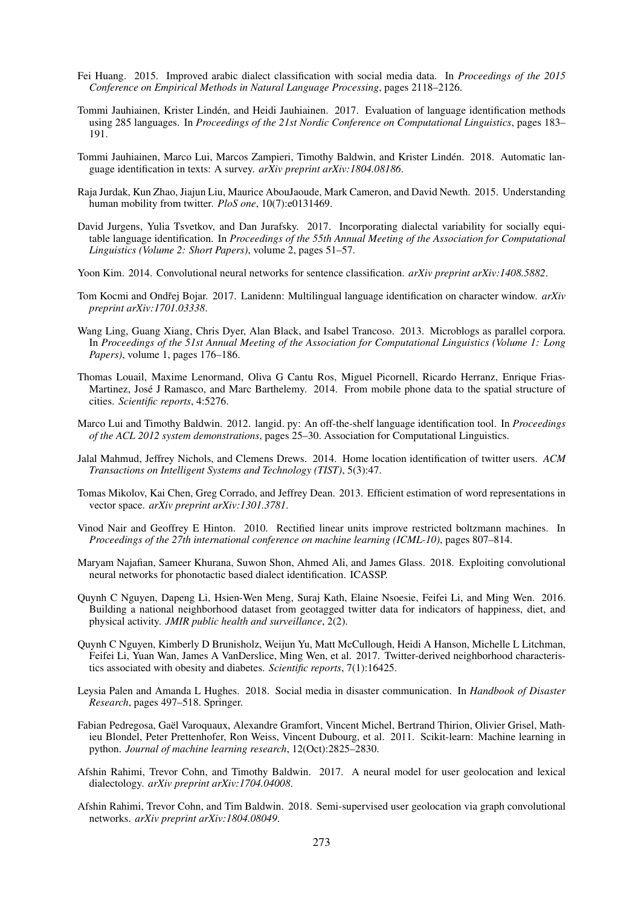Fei Huang. 2015. Improved arabic dialect classification with social media data. In *Proceedings of the 2015 Conference on Empirical Methods in Natural Language Processing*, pages 2118–2126.

Tommi Jauhiainen, Krister Lindén, and Heidi Jauhiainen. 2017. Evaluation of language identification methods using 285 languages. In *Proceedings of the 21st Nordic Conference on Computational Linguistics*, pages 183–191.

Tommi Jauhiainen, Marco Lui, Marcos Zampieri, Timothy Baldwin, and Krister Lindén. 2018. Automatic language identification in texts: A survey. *arXiv preprint arXiv:1804.08186*.

Raja Jurdak, Kun Zhao, Jiajun Liu, Maurice AbouJaoude, Mark Cameron, and David Newth. 2015. Understanding human mobility from twitter. *PloS one*, 10(7):e0131469.

David Jurgens, Yulia Tsvetkov, and Dan Jurafsky. 2017. Incorporating dialectal variability for socially equitable language identification. In *Proceedings of the 55th Annual Meeting of the Association for Computational Linguistics (Volume 2: Short Papers)*, volume 2, pages 51–57.

Yoon Kim. 2014. Convolutional neural networks for sentence classification. *arXiv preprint arXiv:1408.5882*.

Tom Kocmi and Ondřej Bojar. 2017. Lanidenn: Multilingual language identification on character window. *arXiv preprint arXiv:1701.03338*.

Wang Ling, Guang Xiang, Chris Dyer, Alan Black, and Isabel Trancoso. 2013. Microblogs as parallel corpora. In *Proceedings of the 51st Annual Meeting of the Association for Computational Linguistics (Volume 1: Long Papers)*, volume 1, pages 176–186.

Thomas Louail, Maxime Lenormand, Oliva G Cantu Ros, Miguel Picornell, Ricardo Herranz, Enrique Frias-Martinez, José J Ramasco, and Marc Barthelemy. 2014. From mobile phone data to the spatial structure of cities. *Scientific reports*, 4:5276.

Marco Lui and Timothy Baldwin. 2012. langid. py: An off-the-shelf language identification tool. In *Proceedings of the ACL 2012 system demonstrations*, pages 25–30. Association for Computational Linguistics.

Jalal Mahmud, Jeffrey Nichols, and Clemens Drews. 2014. Home location identification of twitter users. *ACM Transactions on Intelligent Systems and Technology (TIST)*, 5(3):47.

Tomas Mikolov, Kai Chen, Greg Corrado, and Jeffrey Dean. 2013. Efficient estimation of word representations in vector space. *arXiv preprint arXiv:1301.3781*.

Vinod Nair and Geoffrey E Hinton. 2010. Rectified linear units improve restricted boltzmann machines. In *Proceedings of the 27th international conference on machine learning (ICML-10)*, pages 807–814.

Maryam Najafian, Sameer Khurana, Suwon Shon, Ahmed Ali, and James Glass. 2018. Exploiting convolutional neural networks for phonotactic based dialect identification. ICASSP.

Quynh C Nguyen, Dapeng Li, Hsien-Wen Meng, Suraj Kath, Elaine Nsoesie, Feifei Li, and Ming Wen. 2016. Building a national neighborhood dataset from geotagged twitter data for indicators of happiness, diet, and physical activity. *JMIR public health and surveillance*, 2(2).

Quynh C Nguyen, Kimberly D Brunisholz, Weijun Yu, Matt McCullough, Heidi A Hanson, Michelle L Litchman, Feifei Li, Yuan Wan, James A VanDerslice, Ming Wen, et al. 2017. Twitter-derived neighborhood characteristics associated with obesity and diabetes. *Scientific reports*, 7(1):16425.

Leysia Palen and Amanda L Hughes. 2018. Social media in disaster communication. In *Handbook of Disaster Research*, pages 497–518. Springer.

Fabian Pedregosa, Gaël Varoquaux, Alexandre Gramfort, Vincent Michel, Bertrand Thirion, Olivier Grisel, Mathieu Blondel, Peter Prettenhofer, Ron Weiss, Vincent Dubourg, et al. 2011. Scikit-learn: Machine learning in python. *Journal of machine learning research*, 12(Oct):2825–2830.

Afshin Rahimi, Trevor Cohn, and Timothy Baldwin. 2017. A neural model for user geolocation and lexical dialectology. *arXiv preprint arXiv:1704.04008*.

Afshin Rahimi, Trevor Cohn, and Tim Baldwin. 2018. Semi-supervised user geolocation via graph convolutional networks. *arXiv preprint arXiv:1804.08049*.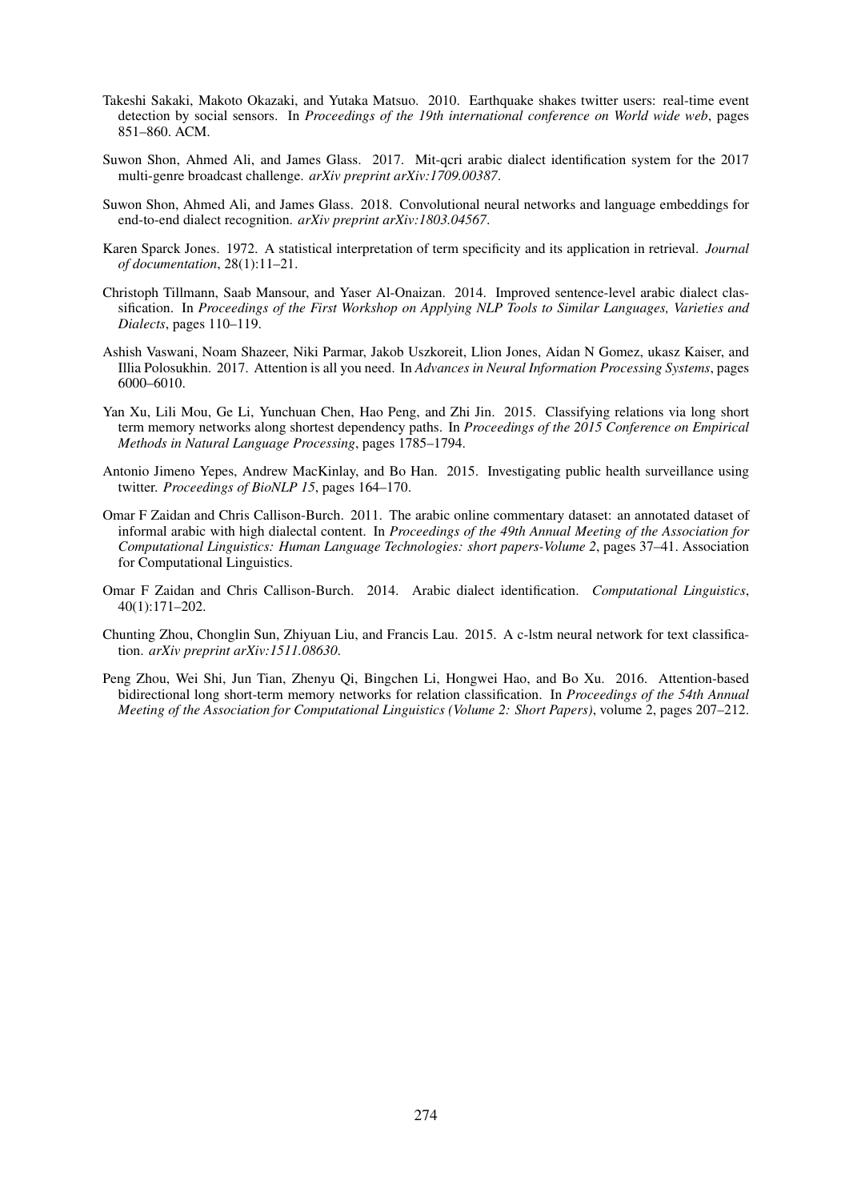Takeshi Sakaki, Makoto Okazaki, and Yutaka Matsuo. 2010. Earthquake shakes twitter users: real-time event detection by social sensors. In *Proceedings of the 19th international conference on World wide web*, pages 851–860. ACM.

Suwon Shon, Ahmed Ali, and James Glass. 2017. Mit-qcri arabic dialect identification system for the 2017 multi-genre broadcast challenge. *arXiv preprint arXiv:1709.00387*.

Suwon Shon, Ahmed Ali, and James Glass. 2018. Convolutional neural networks and language embeddings for end-to-end dialect recognition. *arXiv preprint arXiv:1803.04567*.

Karen Sparck Jones. 1972. A statistical interpretation of term specificity and its application in retrieval. *Journal of documentation*, 28(1):11–21.

Christoph Tillmann, Saab Mansour, and Yaser Al-Onaizan. 2014. Improved sentence-level arabic dialect classification. In *Proceedings of the First Workshop on Applying NLP Tools to Similar Languages, Varieties and Dialects*, pages 110–119.

Ashish Vaswani, Noam Shazeer, Niki Parmar, Jakob Uszkoreit, Llion Jones, Aidan N Gomez, ukasz Kaiser, and Illia Polosukhin. 2017. Attention is all you need. In *Advances in Neural Information Processing Systems*, pages 6000–6010.

Yan Xu, Lili Mou, Ge Li, Yunchuan Chen, Hao Peng, and Zhi Jin. 2015. Classifying relations via long short term memory networks along shortest dependency paths. In *Proceedings of the 2015 Conference on Empirical Methods in Natural Language Processing*, pages 1785–1794.

Antonio Jimeno Yepes, Andrew MacKinlay, and Bo Han. 2015. Investigating public health surveillance using twitter. *Proceedings of BioNLP 15*, pages 164–170.

Omar F Zaidan and Chris Callison-Burch. 2011. The arabic online commentary dataset: an annotated dataset of informal arabic with high dialectal content. In *Proceedings of the 49th Annual Meeting of the Association for Computational Linguistics: Human Language Technologies: short papers-Volume 2*, pages 37–41. Association for Computational Linguistics.

Omar F Zaidan and Chris Callison-Burch. 2014. Arabic dialect identification. *Computational Linguistics*, 40(1):171–202.

Chunting Zhou, Chonglin Sun, Zhiyuan Liu, and Francis Lau. 2015. A c-lstm neural network for text classification. *arXiv preprint arXiv:1511.08630*.

Peng Zhou, Wei Shi, Jun Tian, Zhenyu Qi, Bingchen Li, Hongwei Hao, and Bo Xu. 2016. Attention-based bidirectional long short-term memory networks for relation classification. In *Proceedings of the 54th Annual Meeting of the Association for Computational Linguistics (Volume 2: Short Papers)*, volume 2, pages 207–212.